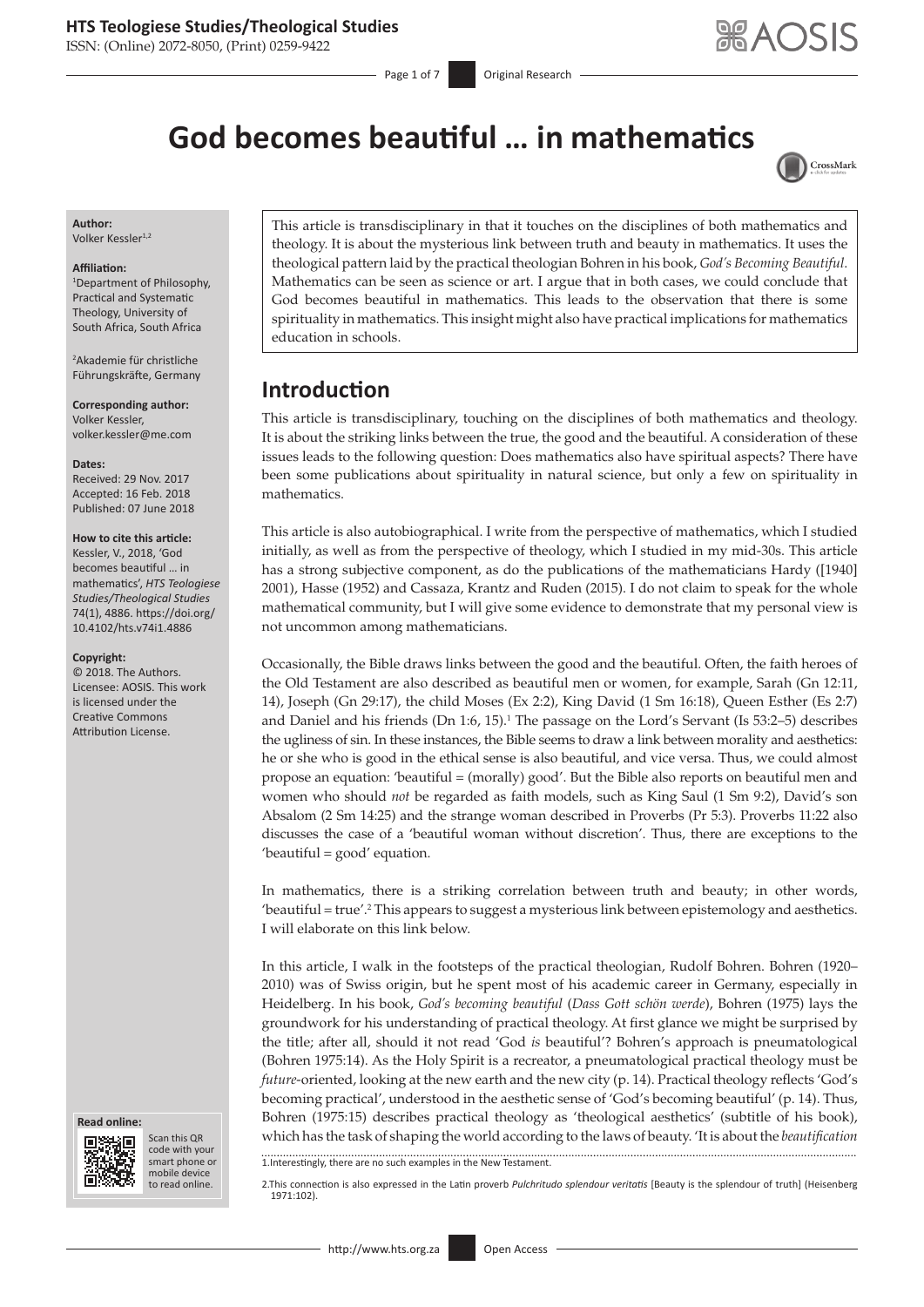# God becomes beautiful … in mathematics

**Author:**
Volker Kessler[1,2]

**Affiliation:**
[1]Department of Philosophy, Practical and Systematic Theology, University of South Africa, South Africa

[2]Akademie für christliche Führungskräfte, Germany

**Corresponding author:**
Volker Kessler,
volker.kessler@me.com

**Dates:**
Received: 29 Nov. 2017
Accepted: 16 Feb. 2018
Published: 07 June 2018

**How to cite this article:**
Kessler, V., 2018, 'God becomes beautiful … in mathematics', *HTS Teologiese Studies/Theological Studies* 74(1), 4886. https://doi.org/10.4102/hts.v74i1.4886

**Copyright:**
© 2018. The Authors. Licensee: AOSIS. This work is licensed under the Creative Commons Attribution License.

This article is transdisciplinary in that it touches on the disciplines of both mathematics and theology. It is about the mysterious link between truth and beauty in mathematics. It uses the theological pattern laid by the practical theologian Bohren in his book, *God's Becoming Beautiful*. Mathematics can be seen as science or art. I argue that in both cases, we could conclude that God becomes beautiful in mathematics. This leads to the observation that there is some spirituality in mathematics. This insight might also have practical implications for mathematics education in schools.

## Introduction

This article is transdisciplinary, touching on the disciplines of both mathematics and theology. It is about the striking links between the true, the good and the beautiful. A consideration of these issues leads to the following question: Does mathematics also have spiritual aspects? There have been some publications about spirituality in natural science, but only a few on spirituality in mathematics.

This article is also autobiographical. I write from the perspective of mathematics, which I studied initially, as well as from the perspective of theology, which I studied in my mid-30s. This article has a strong subjective component, as do the publications of the mathematicians Hardy ([1940] 2001), Hasse (1952) and Cassaza, Krantz and Ruden (2015). I do not claim to speak for the whole mathematical community, but I will give some evidence to demonstrate that my personal view is not uncommon among mathematicians.

Occasionally, the Bible draws links between the good and the beautiful. Often, the faith heroes of the Old Testament are also described as beautiful men or women, for example, Sarah (Gn 12:11, 14), Joseph (Gn 29:17), the child Moses (Ex 2:2), King David (1 Sm 16:18), Queen Esther (Es 2:7) and Daniel and his friends (Dn 1:6, 15).[1] The passage on the Lord's Servant (Is 53:2–5) describes the ugliness of sin. In these instances, the Bible seems to draw a link between morality and aesthetics: he or she who is good in the ethical sense is also beautiful, and vice versa. Thus, we could almost propose an equation: 'beautiful = (morally) good'. But the Bible also reports on beautiful men and women who should *not* be regarded as faith models, such as King Saul (1 Sm 9:2), David's son Absalom (2 Sm 14:25) and the strange woman described in Proverbs (Pr 5:3). Proverbs 11:22 also discusses the case of a 'beautiful woman without discretion'. Thus, there are exceptions to the 'beautiful = good' equation.

In mathematics, there is a striking correlation between truth and beauty; in other words, 'beautiful = true'.[2] This appears to suggest a mysterious link between epistemology and aesthetics. I will elaborate on this link below.

In this article, I walk in the footsteps of the practical theologian, Rudolf Bohren. Bohren (1920–2010) was of Swiss origin, but he spent most of his academic career in Germany, especially in Heidelberg. In his book, *God's becoming beautiful* (*Dass Gott schön werde*), Bohren (1975) lays the groundwork for his understanding of practical theology. At first glance we might be surprised by the title; after all, should it not read 'God *is* beautiful'? Bohren's approach is pneumatological (Bohren 1975:14). As the Holy Spirit is a recreator, a pneumatological practical theology must be *future*-oriented, looking at the new earth and the new city (p. 14). Practical theology reflects 'God's becoming practical', understood in the aesthetic sense of 'God's becoming beautiful' (p. 14). Thus, Bohren (1975:15) describes practical theology as 'theological aesthetics' (subtitle of his book), which has the task of shaping the world according to the laws of beauty. 'It is about the *beautification*

1. Interestingly, there are no such examples in the New Testament.

2. This connection is also expressed in the Latin proverb *Pulchritudo splendour veritatis* [Beauty is the splendour of truth] (Heisenberg 1971:102).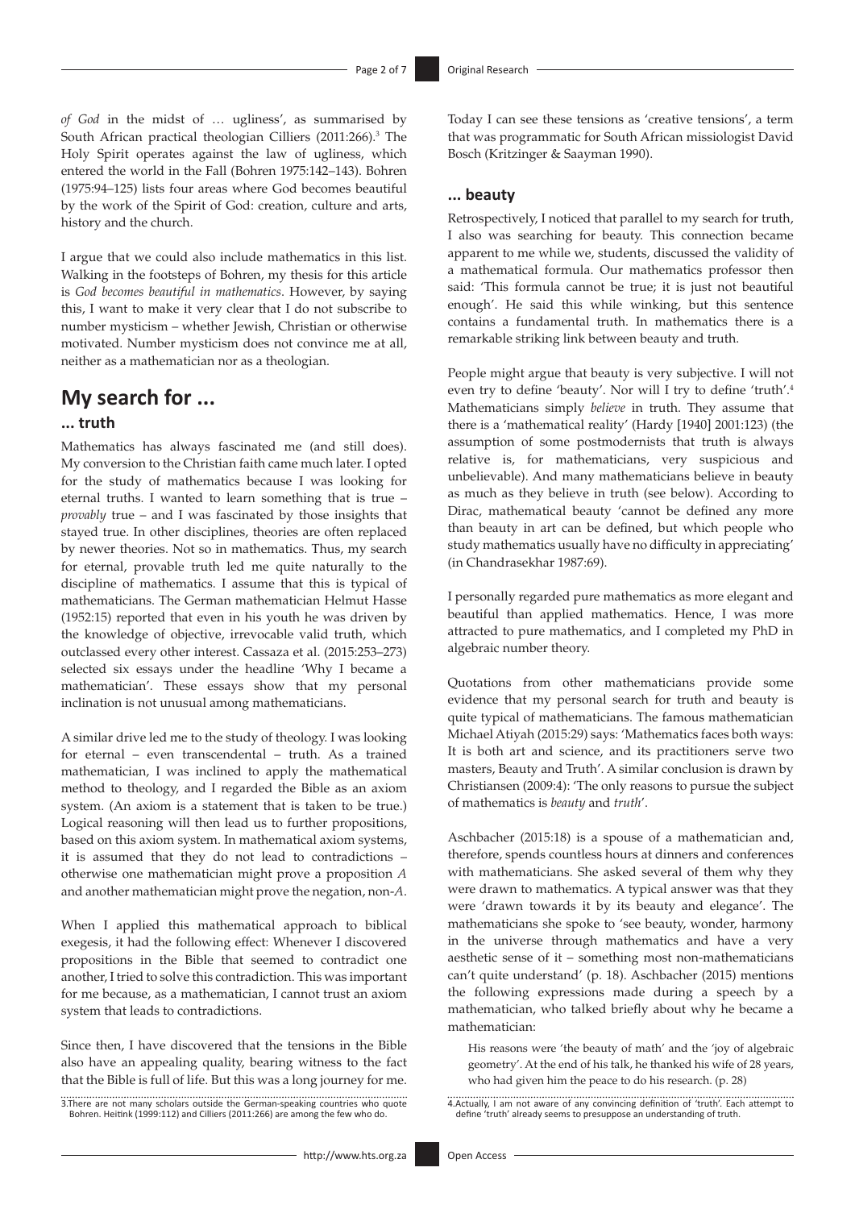*of God* in the midst of … ugliness', as summarised by South African practical theologian Cilliers (2011:266).[3] The Holy Spirit operates against the law of ugliness, which entered the world in the Fall (Bohren 1975:142–143). Bohren (1975:94–125) lists four areas where God becomes beautiful by the work of the Spirit of God: creation, culture and arts, history and the church.

I argue that we could also include mathematics in this list. Walking in the footsteps of Bohren, my thesis for this article is *God becomes beautiful in mathematics*. However, by saying this, I want to make it very clear that I do not subscribe to number mysticism – whether Jewish, Christian or otherwise motivated. Number mysticism does not convince me at all, neither as a mathematician nor as a theologian.

# My search for ...

## ... truth

Mathematics has always fascinated me (and still does). My conversion to the Christian faith came much later. I opted for the study of mathematics because I was looking for eternal truths. I wanted to learn something that is true – *provably* true – and I was fascinated by those insights that stayed true. In other disciplines, theories are often replaced by newer theories. Not so in mathematics. Thus, my search for eternal, provable truth led me quite naturally to the discipline of mathematics. I assume that this is typical of mathematicians. The German mathematician Helmut Hasse (1952:15) reported that even in his youth he was driven by the knowledge of objective, irrevocable valid truth, which outclassed every other interest. Cassaza et al. (2015:253–273) selected six essays under the headline 'Why I became a mathematician'. These essays show that my personal inclination is not unusual among mathematicians.

A similar drive led me to the study of theology. I was looking for eternal – even transcendental – truth. As a trained mathematician, I was inclined to apply the mathematical method to theology, and I regarded the Bible as an axiom system. (An axiom is a statement that is taken to be true.) Logical reasoning will then lead us to further propositions, based on this axiom system. In mathematical axiom systems, it is assumed that they do not lead to contradictions – otherwise one mathematician might prove a proposition *A* and another mathematician might prove the negation, non-*A*.

When I applied this mathematical approach to biblical exegesis, it had the following effect: Whenever I discovered propositions in the Bible that seemed to contradict one another, I tried to solve this contradiction. This was important for me because, as a mathematician, I cannot trust an axiom system that leads to contradictions.

Since then, I have discovered that the tensions in the Bible also have an appealing quality, bearing witness to the fact that the Bible is full of life. But this was a long journey for me. Today I can see these tensions as 'creative tensions', a term that was programmatic for South African missiologist David Bosch (Kritzinger & Saayman 1990).

## ... beauty

Retrospectively, I noticed that parallel to my search for truth, I also was searching for beauty. This connection became apparent to me while we, students, discussed the validity of a mathematical formula. Our mathematics professor then said: 'This formula cannot be true; it is just not beautiful enough'. He said this while winking, but this sentence contains a fundamental truth. In mathematics there is a remarkable striking link between beauty and truth.

People might argue that beauty is very subjective. I will not even try to define 'beauty'. Nor will I try to define 'truth'.[4] Mathematicians simply *believe* in truth. They assume that there is a 'mathematical reality' (Hardy [1940] 2001:123) (the assumption of some postmodernists that truth is always relative is, for mathematicians, very suspicious and unbelievable). And many mathematicians believe in beauty as much as they believe in truth (see below). According to Dirac, mathematical beauty 'cannot be defined any more than beauty in art can be defined, but which people who study mathematics usually have no difficulty in appreciating' (in Chandrasekhar 1987:69).

I personally regarded pure mathematics as more elegant and beautiful than applied mathematics. Hence, I was more attracted to pure mathematics, and I completed my PhD in algebraic number theory.

Quotations from other mathematicians provide some evidence that my personal search for truth and beauty is quite typical of mathematicians. The famous mathematician Michael Atiyah (2015:29) says: 'Mathematics faces both ways: It is both art and science, and its practitioners serve two masters, Beauty and Truth'. A similar conclusion is drawn by Christiansen (2009:4): 'The only reasons to pursue the subject of mathematics is *beauty* and *truth*'.

Aschbacher (2015:18) is a spouse of a mathematician and, therefore, spends countless hours at dinners and conferences with mathematicians. She asked several of them why they were drawn to mathematics. A typical answer was that they were 'drawn towards it by its beauty and elegance'. The mathematicians she spoke to 'see beauty, wonder, harmony in the universe through mathematics and have a very aesthetic sense of it – something most non-mathematicians can't quite understand' (p. 18). Aschbacher (2015) mentions the following expressions made during a speech by a mathematician, who talked briefly about why he became a mathematician:

> His reasons were 'the beauty of math' and the 'joy of algebraic geometry'. At the end of his talk, he thanked his wife of 28 years, who had given him the peace to do his research. (p. 28)

3.There are not many scholars outside the German-speaking countries who quote Bohren. Heitink (1999:112) and Cilliers (2011:266) are among the few who do.

4.Actually, I am not aware of any convincing definition of 'truth'. Each attempt to define 'truth' already seems to presuppose an understanding of truth.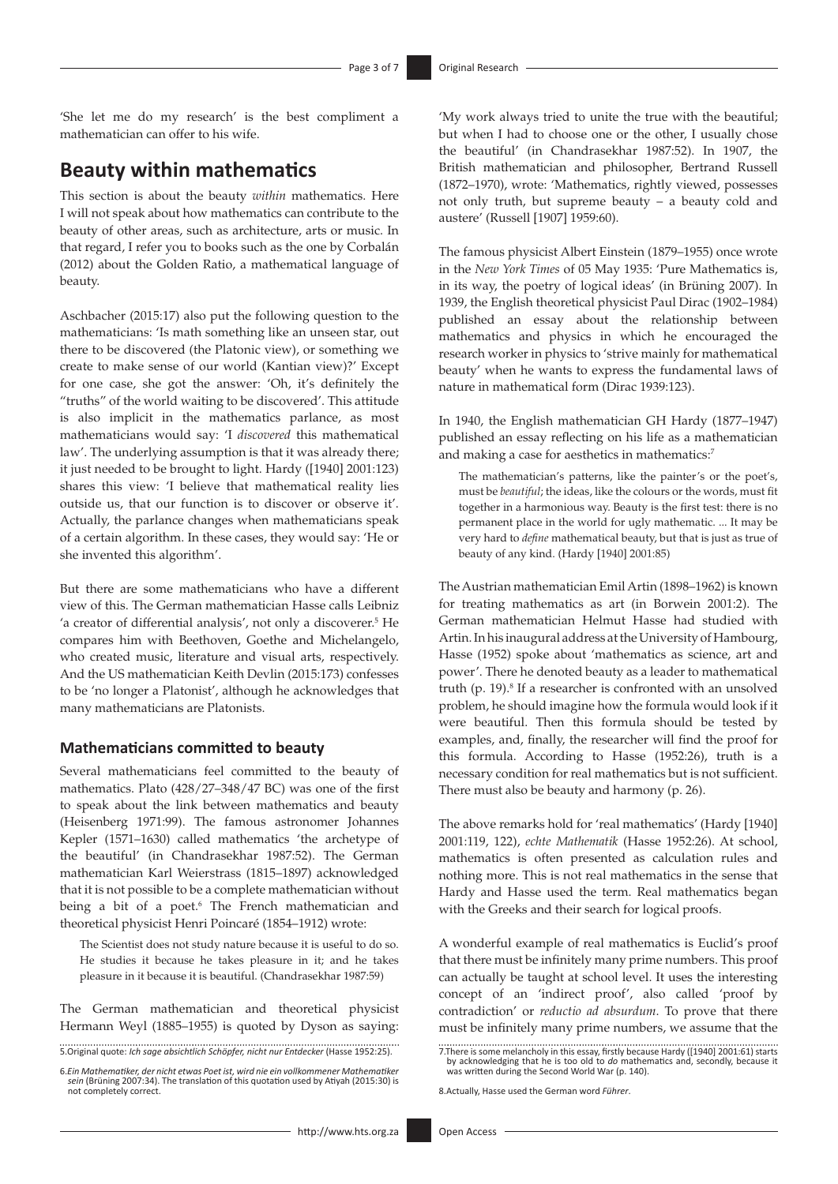'She let me do my research' is the best compliment a mathematician can offer to his wife.

## Beauty within mathematics

This section is about the beauty *within* mathematics. Here I will not speak about how mathematics can contribute to the beauty of other areas, such as architecture, arts or music. In that regard, I refer you to books such as the one by Corbalán (2012) about the Golden Ratio, a mathematical language of beauty.

Aschbacher (2015:17) also put the following question to the mathematicians: 'Is math something like an unseen star, out there to be discovered (the Platonic view), or something we create to make sense of our world (Kantian view)?' Except for one case, she got the answer: 'Oh, it's definitely the "truths" of the world waiting to be discovered'. This attitude is also implicit in the mathematics parlance, as most mathematicians would say: 'I *discovered* this mathematical law'. The underlying assumption is that it was already there; it just needed to be brought to light. Hardy ([1940] 2001:123) shares this view: 'I believe that mathematical reality lies outside us, that our function is to discover or observe it'. Actually, the parlance changes when mathematicians speak of a certain algorithm. In these cases, they would say: 'He or she invented this algorithm'.

But there are some mathematicians who have a different view of this. The German mathematician Hasse calls Leibniz 'a creator of differential analysis', not only a discoverer.[5] He compares him with Beethoven, Goethe and Michelangelo, who created music, literature and visual arts, respectively. And the US mathematician Keith Devlin (2015:173) confesses to be 'no longer a Platonist', although he acknowledges that many mathematicians are Platonists.

### Mathematicians committed to beauty

Several mathematicians feel committed to the beauty of mathematics. Plato (428/27–348/47 BC) was one of the first to speak about the link between mathematics and beauty (Heisenberg 1971:99). The famous astronomer Johannes Kepler (1571–1630) called mathematics 'the archetype of the beautiful' (in Chandrasekhar 1987:52). The German mathematician Karl Weierstrass (1815–1897) acknowledged that it is not possible to be a complete mathematician without being a bit of a poet.[6] The French mathematician and theoretical physicist Henri Poincaré (1854–1912) wrote:

> The Scientist does not study nature because it is useful to do so. He studies it because he takes pleasure in it; and he takes pleasure in it because it is beautiful. (Chandrasekhar 1987:59)

The German mathematician and theoretical physicist Hermann Weyl (1885–1955) is quoted by Dyson as saying: 'My work always tried to unite the true with the beautiful; but when I had to choose one or the other, I usually chose the beautiful' (in Chandrasekhar 1987:52). In 1907, the British mathematician and philosopher, Bertrand Russell (1872–1970), wrote: 'Mathematics, rightly viewed, possesses not only truth, but supreme beauty – a beauty cold and austere' (Russell [1907] 1959:60).

The famous physicist Albert Einstein (1879–1955) once wrote in the *New York Times* of 05 May 1935: 'Pure Mathematics is, in its way, the poetry of logical ideas' (in Brüning 2007). In 1939, the English theoretical physicist Paul Dirac (1902–1984) published an essay about the relationship between mathematics and physics in which he encouraged the research worker in physics to 'strive mainly for mathematical beauty' when he wants to express the fundamental laws of nature in mathematical form (Dirac 1939:123).

In 1940, the English mathematician GH Hardy (1877–1947) published an essay reflecting on his life as a mathematician and making a case for aesthetics in mathematics:[7]

> The mathematician's patterns, like the painter's or the poet's, must be *beautiful*; the ideas, like the colours or the words, must fit together in a harmonious way. Beauty is the first test: there is no permanent place in the world for ugly mathematic. ... It may be very hard to *define* mathematical beauty, but that is just as true of beauty of any kind. (Hardy [1940] 2001:85)

The Austrian mathematician Emil Artin (1898–1962) is known for treating mathematics as art (in Borwein 2001:2). The German mathematician Helmut Hasse had studied with Artin. In his inaugural address at the University of Hambourg, Hasse (1952) spoke about 'mathematics as science, art and power'. There he denoted beauty as a leader to mathematical truth (p. 19).[8] If a researcher is confronted with an unsolved problem, he should imagine how the formula would look if it were beautiful. Then this formula should be tested by examples, and, finally, the researcher will find the proof for this formula. According to Hasse (1952:26), truth is a necessary condition for real mathematics but is not sufficient. There must also be beauty and harmony (p. 26).

The above remarks hold for 'real mathematics' (Hardy [1940] 2001:119, 122), *echte Mathematik* (Hasse 1952:26). At school, mathematics is often presented as calculation rules and nothing more. This is not real mathematics in the sense that Hardy and Hasse used the term. Real mathematics began with the Greeks and their search for logical proofs.

A wonderful example of real mathematics is Euclid's proof that there must be infinitely many prime numbers. This proof can actually be taught at school level. It uses the interesting concept of an 'indirect proof', also called 'proof by contradiction' or *reductio ad absurdum*. To prove that there must be infinitely many prime numbers, we assume that the

---

5. Original quote: *Ich sage absichtlich Schöpfer, nicht nur Entdecker* (Hasse 1952:25).

6. *Ein Mathematiker, der nicht etwas Poet ist, wird nie ein vollkommener Mathematiker sein* (Brüning 2007:34). The translation of this quotation used by Atiyah (2015:30) is not completely correct.

7. There is some melancholy in this essay, firstly because Hardy ([1940] 2001:61) starts by acknowledging that he is too old to *do* mathematics and, secondly, because it was written during the Second World War (p. 140).

8. Actually, Hasse used the German word *Führer*.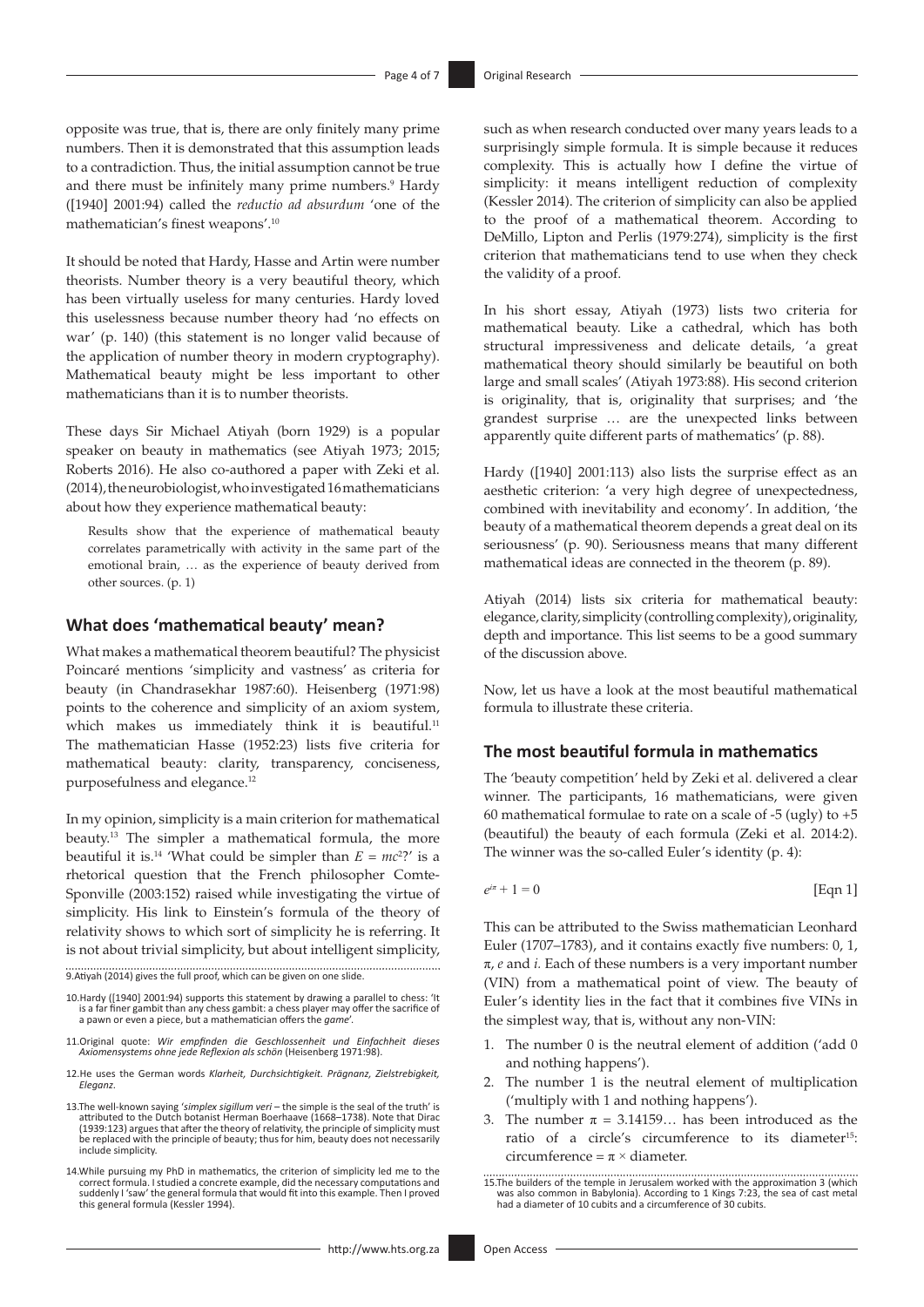opposite was true, that is, there are only finitely many prime numbers. Then it is demonstrated that this assumption leads to a contradiction. Thus, the initial assumption cannot be true and there must be infinitely many prime numbers.[9] Hardy ([1940] 2001:94) called the *reductio ad absurdum* 'one of the mathematician's finest weapons'.[10]

It should be noted that Hardy, Hasse and Artin were number theorists. Number theory is a very beautiful theory, which has been virtually useless for many centuries. Hardy loved this uselessness because number theory had 'no effects on war' (p. 140) (this statement is no longer valid because of the application of number theory in modern cryptography). Mathematical beauty might be less important to other mathematicians than it is to number theorists.

These days Sir Michael Atiyah (born 1929) is a popular speaker on beauty in mathematics (see Atiyah 1973; 2015; Roberts 2016). He also co-authored a paper with Zeki et al. (2014), the neurobiologist, who investigated 16 mathematicians about how they experience mathematical beauty:

> Results show that the experience of mathematical beauty correlates parametrically with activity in the same part of the emotional brain, … as the experience of beauty derived from other sources. (p. 1)

## What does 'mathematical beauty' mean?

What makes a mathematical theorem beautiful? The physicist Poincaré mentions 'simplicity and vastness' as criteria for beauty (in Chandrasekhar 1987:60). Heisenberg (1971:98) points to the coherence and simplicity of an axiom system, which makes us immediately think it is beautiful.[11] The mathematician Hasse (1952:23) lists five criteria for mathematical beauty: clarity, transparency, conciseness, purposefulness and elegance.[12]

In my opinion, simplicity is a main criterion for mathematical beauty.[13] The simpler a mathematical formula, the more beautiful it is.[14] 'What could be simpler than $E = mc^2$?' is a rhetorical question that the French philosopher Comte-Sponville (2003:152) raised while investigating the virtue of simplicity. His link to Einstein's formula of the theory of relativity shows to which sort of simplicity he is referring. It is not about trivial simplicity, but about intelligent simplicity, such as when research conducted over many years leads to a surprisingly simple formula. It is simple because it reduces complexity. This is actually how I define the virtue of simplicity: it means intelligent reduction of complexity (Kessler 2014). The criterion of simplicity can also be applied to the proof of a mathematical theorem. According to DeMillo, Lipton and Perlis (1979:274), simplicity is the first criterion that mathematicians tend to use when they check the validity of a proof.

In his short essay, Atiyah (1973) lists two criteria for mathematical beauty. Like a cathedral, which has both structural impressiveness and delicate details, 'a great mathematical theory should similarly be beautiful on both large and small scales' (Atiyah 1973:88). His second criterion is originality, that is, originality that surprises; and 'the grandest surprise … are the unexpected links between apparently quite different parts of mathematics' (p. 88).

Hardy ([1940] 2001:113) also lists the surprise effect as an aesthetic criterion: 'a very high degree of unexpectedness, combined with inevitability and economy'. In addition, 'the beauty of a mathematical theorem depends a great deal on its seriousness' (p. 90). Seriousness means that many different mathematical ideas are connected in the theorem (p. 89).

Atiyah (2014) lists six criteria for mathematical beauty: elegance, clarity, simplicity (controlling complexity), originality, depth and importance. This list seems to be a good summary of the discussion above.

Now, let us have a look at the most beautiful mathematical formula to illustrate these criteria.

## The most beautiful formula in mathematics

The 'beauty competition' held by Zeki et al. delivered a clear winner. The participants, 16 mathematicians, were given 60 mathematical formulae to rate on a scale of -5 (ugly) to +5 (beautiful) the beauty of each formula (Zeki et al. 2014:2). The winner was the so-called Euler's identity (p. 4):

$$e^{i\pi} + 1 = 0 \qquad \text{[Eqn 1]}$$

This can be attributed to the Swiss mathematician Leonhard Euler (1707–1783), and it contains exactly five numbers: 0, 1, $\pi$, $e$ and $i$. Each of these numbers is a very important number (VIN) from a mathematical point of view. The beauty of Euler's identity lies in the fact that it combines five VINs in the simplest way, that is, without any non-VIN:

1. The number 0 is the neutral element of addition ('add 0 and nothing happens').
2. The number 1 is the neutral element of multiplication ('multiply with 1 and nothing happens').
3. The number $\pi = 3.14159…$ has been introduced as the ratio of a circle's circumference to its diameter[15]: circumference = $\pi \times$ diameter.

---

9. Atiyah (2014) gives the full proof, which can be given on one slide.

10. Hardy ([1940] 2001:94) supports this statement by drawing a parallel to chess: 'It is a far finer gambit than any chess gambit: a chess player may offer the sacrifice of a pawn or even a piece, but a mathematician offers the *game*'.

11. Original quote: *Wir empfinden die Geschlossenheit und Einfachheit dieses Axiomensystems ohne jede Reflexion als schön* (Heisenberg 1971:98).

12. He uses the German words *Klarheit, Durchsichtigkeit. Prägnanz, Zielstrebigkeit, Eleganz*.

13. The well-known saying '*simplex sigillum veri* – the simple is the seal of the truth' is attributed to the Dutch botanist Herman Boerhaave (1668–1738). Note that Dirac (1939:123) argues that after the theory of relativity, the principle of simplicity must be replaced with the principle of beauty; thus for him, beauty does not necessarily include simplicity.

14. While pursuing my PhD in mathematics, the criterion of simplicity led me to the correct formula. I studied a concrete example, did the necessary computations and suddenly I 'saw' the general formula that would fit into this example. Then I proved this general formula (Kessler 1994).

15. The builders of the temple in Jerusalem worked with the approximation 3 (which was also common in Babylonia). According to 1 Kings 7:23, the sea of cast metal had a diameter of 10 cubits and a circumference of 30 cubits.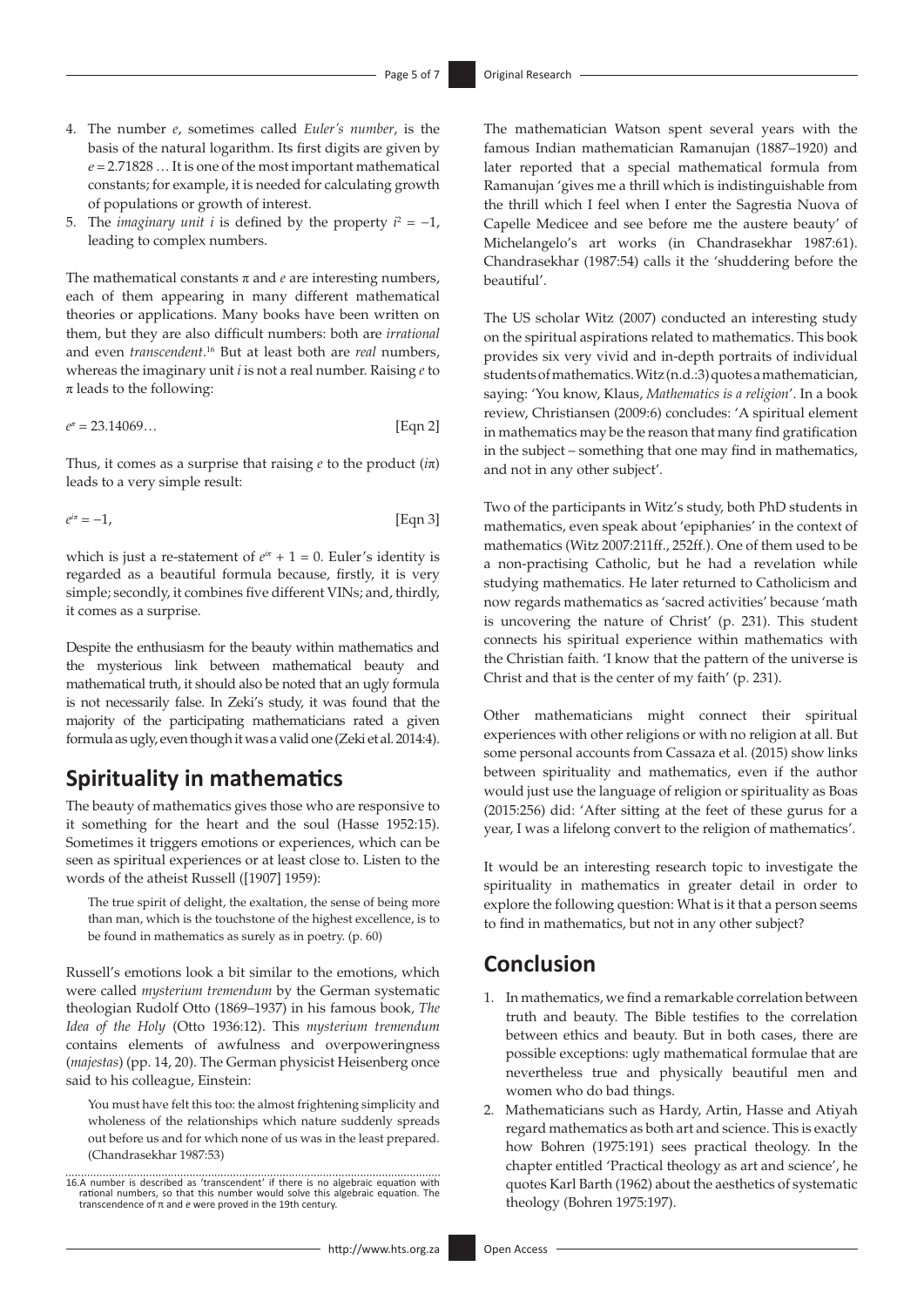4. The number *e*, sometimes called *Euler's number*, is the basis of the natural logarithm. Its first digits are given by $e = 2.71828$ … It is one of the most important mathematical constants; for example, it is needed for calculating growth of populations or growth of interest.
5. The *imaginary unit i* is defined by the property $i^2 = -1$, leading to complex numbers.

The mathematical constants π and *e* are interesting numbers, each of them appearing in many different mathematical theories or applications. Many books have been written on them, but they are also difficult numbers: both are *irrational* and even *transcendent*.[16] But at least both are *real* numbers, whereas the imaginary unit *i* is not a real number. Raising *e* to π leads to the following:

$$e^{\pi} = 23.14069\ldots \qquad \text{[Eqn 2]}$$

Thus, it comes as a surprise that raising *e* to the product ($i\pi$) leads to a very simple result:

$$e^{i\pi} = -1, \qquad \text{[Eqn 3]}$$

which is just a re-statement of $e^{i\pi} + 1 = 0$. Euler's identity is regarded as a beautiful formula because, firstly, it is very simple; secondly, it combines five different VINs; and, thirdly, it comes as a surprise.

Despite the enthusiasm for the beauty within mathematics and the mysterious link between mathematical beauty and mathematical truth, it should also be noted that an ugly formula is not necessarily false. In Zeki's study, it was found that the majority of the participating mathematicians rated a given formula as ugly, even though it was a valid one (Zeki et al. 2014:4).

## Spirituality in mathematics

The beauty of mathematics gives those who are responsive to it something for the heart and the soul (Hasse 1952:15). Sometimes it triggers emotions or experiences, which can be seen as spiritual experiences or at least close to. Listen to the words of the atheist Russell ([1907] 1959):

> The true spirit of delight, the exaltation, the sense of being more than man, which is the touchstone of the highest excellence, is to be found in mathematics as surely as in poetry. (p. 60)

Russell's emotions look a bit similar to the emotions, which were called *mysterium tremendum* by the German systematic theologian Rudolf Otto (1869–1937) in his famous book, *The Idea of the Holy* (Otto 1936:12). This *mysterium tremendum* contains elements of awfulness and overpoweringness (*majestas*) (pp. 14, 20). The German physicist Heisenberg once said to his colleague, Einstein:

> You must have felt this too: the almost frightening simplicity and wholeness of the relationships which nature suddenly spreads out before us and for which none of us was in the least prepared. (Chandrasekhar 1987:53)

16. A number is described as 'transcendent' if there is no algebraic equation with rational numbers, so that this number would solve this algebraic equation. The transcendence of π and *e* were proved in the 19th century.

The mathematician Watson spent several years with the famous Indian mathematician Ramanujan (1887–1920) and later reported that a special mathematical formula from Ramanujan 'gives me a thrill which is indistinguishable from the thrill which I feel when I enter the Sagrestia Nuova of Capelle Medicee and see before me the austere beauty' of Michelangelo's art works (in Chandrasekhar 1987:61). Chandrasekhar (1987:54) calls it the 'shuddering before the beautiful'.

The US scholar Witz (2007) conducted an interesting study on the spiritual aspirations related to mathematics. This book provides six very vivid and in-depth portraits of individual students of mathematics. Witz (n.d.:3) quotes a mathematician, saying: 'You know, Klaus, *Mathematics is a religion*'. In a book review, Christiansen (2009:6) concludes: 'A spiritual element in mathematics may be the reason that many find gratification in the subject – something that one may find in mathematics, and not in any other subject'.

Two of the participants in Witz's study, both PhD students in mathematics, even speak about 'epiphanies' in the context of mathematics (Witz 2007:211ff., 252ff.). One of them used to be a non-practising Catholic, but he had a revelation while studying mathematics. He later returned to Catholicism and now regards mathematics as 'sacred activities' because 'math is uncovering the nature of Christ' (p. 231). This student connects his spiritual experience within mathematics with the Christian faith. 'I know that the pattern of the universe is Christ and that is the center of my faith' (p. 231).

Other mathematicians might connect their spiritual experiences with other religions or with no religion at all. But some personal accounts from Cassaza et al. (2015) show links between spirituality and mathematics, even if the author would just use the language of religion or spirituality as Boas (2015:256) did: 'After sitting at the feet of these gurus for a year, I was a lifelong convert to the religion of mathematics'.

It would be an interesting research topic to investigate the spirituality in mathematics in greater detail in order to explore the following question: What is it that a person seems to find in mathematics, but not in any other subject?

## Conclusion

1. In mathematics, we find a remarkable correlation between truth and beauty. The Bible testifies to the correlation between ethics and beauty. But in both cases, there are possible exceptions: ugly mathematical formulae that are nevertheless true and physically beautiful men and women who do bad things.
2. Mathematicians such as Hardy, Artin, Hasse and Atiyah regard mathematics as both art and science. This is exactly how Bohren (1975:191) sees practical theology. In the chapter entitled 'Practical theology as art and science', he quotes Karl Barth (1962) about the aesthetics of systematic theology (Bohren 1975:197).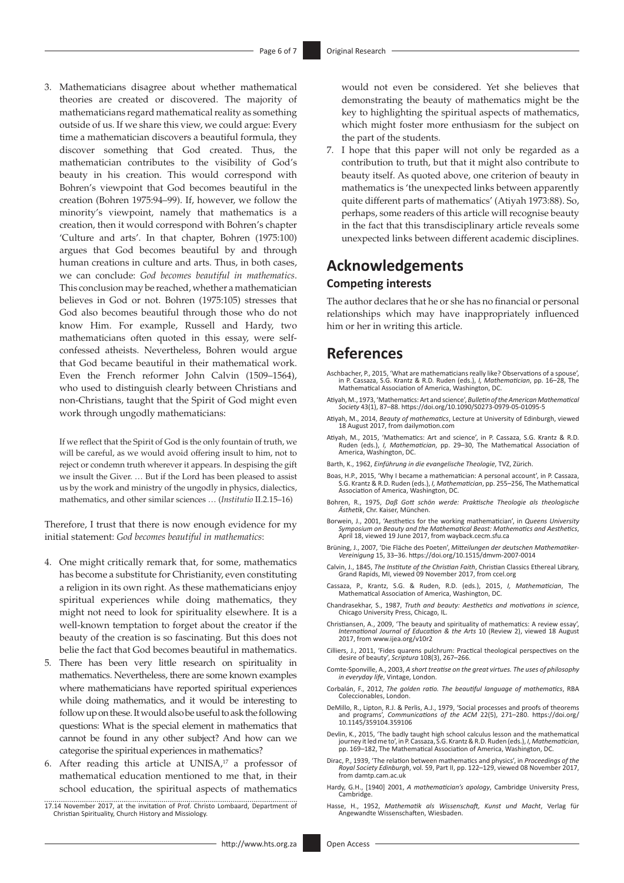3. Mathematicians disagree about whether mathematical theories are created or discovered. The majority of mathematicians regard mathematical reality as something outside of us. If we share this view, we could argue: Every time a mathematician discovers a beautiful formula, they discover something that God created. Thus, the mathematician contributes to the visibility of God's beauty in his creation. This would correspond with Bohren's viewpoint that God becomes beautiful in the creation (Bohren 1975:94–99). If, however, we follow the minority's viewpoint, namely that mathematics is a creation, then it would correspond with Bohren's chapter 'Culture and arts'. In that chapter, Bohren (1975:100) argues that God becomes beautiful by and through human creations in culture and arts. Thus, in both cases, we can conclude: *God becomes beautiful in mathematics*. This conclusion may be reached, whether a mathematician believes in God or not. Bohren (1975:105) stresses that God also becomes beautiful through those who do not know Him. For example, Russell and Hardy, two mathematicians often quoted in this essay, were self-confessed atheists. Nevertheless, Bohren would argue that God became beautiful in their mathematical work. Even the French reformer John Calvin (1509–1564), who used to distinguish clearly between Christians and non-Christians, taught that the Spirit of God might even work through ungodly mathematicians:

   > If we reflect that the Spirit of God is the only fountain of truth, we will be careful, as we would avoid offering insult to him, not to reject or condemn truth wherever it appears. In despising the gift we insult the Giver. … But if the Lord has been pleased to assist us by the work and ministry of the ungodly in physics, dialectics, mathematics, and other similar sciences … (*Institutio* II.2.15–16)

   Therefore, I trust that there is now enough evidence for my initial statement: *God becomes beautiful in mathematics*:

4. One might critically remark that, for some, mathematics has become a substitute for Christianity, even constituting a religion in its own right. As these mathematicians enjoy spiritual experiences while doing mathematics, they might not need to look for spirituality elsewhere. It is a well-known temptation to forget about the creator if the beauty of the creation is so fascinating. But this does not belie the fact that God becomes beautiful in mathematics.
5. There has been very little research on spirituality in mathematics. Nevertheless, there are some known examples where mathematicians have reported spiritual experiences while doing mathematics, and it would be interesting to follow up on these. It would also be useful to ask the following questions: What is the special element in mathematics that cannot be found in any other subject? And how can we categorise the spiritual experiences in mathematics?
6. After reading this article at UNISA,[17] a professor of mathematical education mentioned to me that, in their school education, the spiritual aspects of mathematics would not even be considered. Yet she believes that demonstrating the beauty of mathematics might be the key to highlighting the spiritual aspects of mathematics, which might foster more enthusiasm for the subject on the part of the students.
7. I hope that this paper will not only be regarded as a contribution to truth, but that it might also contribute to beauty itself. As quoted above, one criterion of beauty in mathematics is 'the unexpected links between apparently quite different parts of mathematics' (Atiyah 1973:88). So, perhaps, some readers of this article will recognise beauty in the fact that this transdisciplinary article reveals some unexpected links between different academic disciplines.

17. 14 November 2017, at the invitation of Prof. Christo Lombaard, Department of Christian Spirituality, Church History and Missiology.

# Acknowledgements

## Competing interests

The author declares that he or she has no financial or personal relationships which may have inappropriately influenced him or her in writing this article.

# References

Aschbacher, P., 2015, 'What are mathematicians really like? Observations of a spouse', in P. Cassaza, S.G. Krantz & R.D. Ruden (eds.), *I, Mathematician*, pp. 16–28, The Mathematical Association of America, Washington, DC.

Atiyah, M., 1973, 'Mathematics: Art and science', *Bulletin of the American Mathematical Society* 43(1), 87–88. https://doi.org/10.1090/S0273-0979-05-01095-5

Atiyah, M., 2014, *Beauty of mathematics*, Lecture at University of Edinburgh, viewed 18 August 2017, from dailymotion.com

Atiyah, M., 2015, 'Mathematics: Art and science', in P. Cassaza, S.G. Krantz & R.D. Ruden (eds.), *I, Mathematician*, pp. 29–30, The Mathematical Association of America, Washington, DC.

Barth, K., 1962, *Einführung in die evangelische Theologie*, TVZ, Zürich.

Boas, H.P., 2015, 'Why I became a mathematician: A personal account', in P. Cassaza, S.G. Krantz & R.D. Ruden (eds.), *I, Mathematician*, pp. 255–256, The Mathematical Association of America, Washington, DC.

Bohren, R., 1975, *Daß Gott schön werde: Praktische Theologie als theologische Ästhetik*, Chr. Kaiser, München.

Borwein, J., 2001, 'Aesthetics for the working mathematician', in *Queens University Symposium on Beauty and the Mathematical Beast: Mathematics and Aesthetics*, April 18, viewed 19 June 2017, from wayback.cecm.sfu.ca

Brüning, J., 2007, 'Die Fläche des Poeten', *Mitteilungen der deutschen Mathematiker-Vereinigung* 15, 33–36. https://doi.org/10.1515/dmvm-2007-0014

Calvin, J., 1845, *The Institute of the Christian Faith*, Christian Classics Ethereal Library, Grand Rapids, MI, viewed 09 November 2017, from ccel.org

Cassaza, P., Krantz, S.G. & Ruden, R.D. (eds.), 2015, *I, Mathematician*, The Mathematical Association of America, Washington, DC.

Chandrasekhar, S., 1987, *Truth and beauty: Aesthetics and motivations in science*, Chicago University Press, Chicago, IL.

Christiansen, A., 2009, 'The beauty and spirituality of mathematics: A review essay', *International Journal of Education & the Arts* 10 (Review 2), viewed 18 August 2017, from www.ijea.org/v10r2

Cilliers, J., 2011, 'Fides quarens pulchrum: Practical theological perspectives on the desire of beauty', *Scriptura* 108(3), 267–266.

Comte-Sponville, A., 2003, *A short treatise on the great virtues. The uses of philosophy in everyday life*, Vintage, London.

Corbalán, F., 2012, *The golden ratio. The beautiful language of mathematics*, RBA Coleccionables, London.

DeMillo, R., Lipton, R.J. & Perlis, A.J., 1979, 'Social processes and proofs of theorems and programs', *Communications of the ACM* 22(5), 271–280. https://doi.org/10.1145/359104.359106

Devlin, K., 2015, 'The badly taught high school calculus lesson and the mathematical journey it led me to', in P. Cassaza, S.G. Krantz & R.D. Ruden (eds.), *I, Mathematician*, pp. 169–182, The Mathematical Association of America, Washington, DC.

Dirac, P., 1939, 'The relation between mathematics and physics', in *Proceedings of the Royal Society Edinburgh*, vol. 59, Part II, pp. 122–129, viewed 08 November 2017, from damtp.cam.ac.uk

Hardy, G.H., [1940] 2001, *A mathematician's apology*, Cambridge University Press, Cambridge.

Hasse, H., 1952, *Mathematik als Wissenschaft, Kunst und Macht*, Verlag für Angewandte Wissenschaften, Wiesbaden.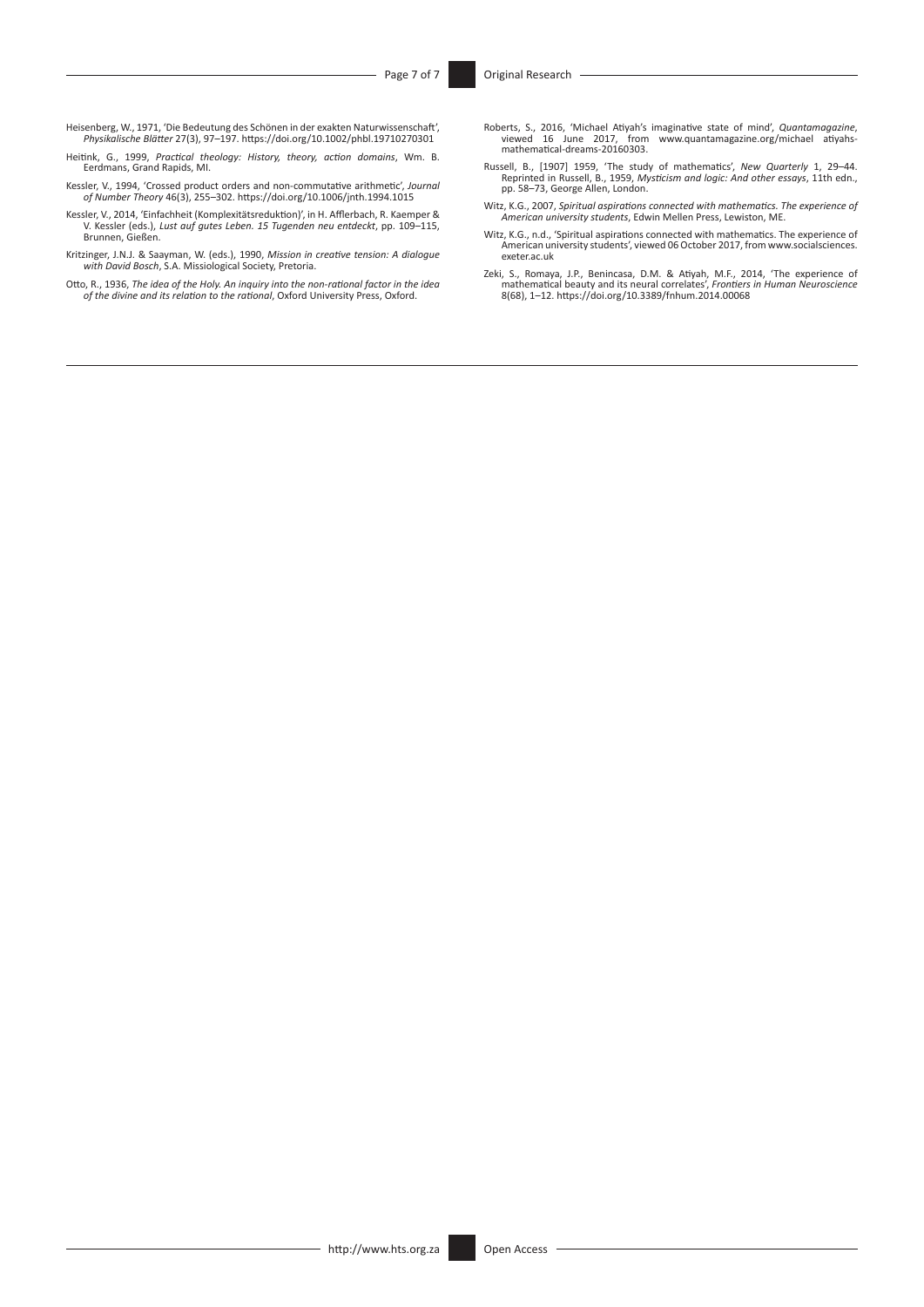Heisenberg, W., 1971, 'Die Bedeutung des Schönen in der exakten Naturwissenschaft', *Physikalische Blätter* 27(3), 97–197. https://doi.org/10.1002/phbl.19710270301

Heitink, G., 1999, *Practical theology: History, theory, action domains*, Wm. B. Eerdmans, Grand Rapids, MI.

Kessler, V., 1994, 'Crossed product orders and non-commutative arithmetic', *Journal of Number Theory* 46(3), 255–302. https://doi.org/10.1006/jnth.1994.1015

Kessler, V., 2014, 'Einfachheit (Komplexitätsreduktion)', in H. Afflerbach, R. Kaemper & V. Kessler (eds.), *Lust auf gutes Leben. 15 Tugenden neu entdeckt*, pp. 109–115, Brunnen, Gießen.

Kritzinger, J.N.J. & Saayman, W. (eds.), 1990, *Mission in creative tension: A dialogue with David Bosch*, S.A. Missiological Society, Pretoria.

Otto, R., 1936, *The idea of the Holy. An inquiry into the non-rational factor in the idea of the divine and its relation to the rational*, Oxford University Press, Oxford.

Roberts, S., 2016, 'Michael Atiyah's imaginative state of mind', *Quantamagazine*, viewed 16 June 2017, from www.quantamagazine.org/michael atiyahs-mathematical-dreams-20160303.

Russell, B., [1907] 1959, 'The study of mathematics', *New Quarterly* 1, 29–44. Reprinted in Russell, B., 1959, *Mysticism and logic: And other essays*, 11th edn., pp. 58–73, George Allen, London.

Witz, K.G., 2007, *Spiritual aspirations connected with mathematics. The experience of American university students*, Edwin Mellen Press, Lewiston, ME.

Witz, K.G., n.d., 'Spiritual aspirations connected with mathematics. The experience of American university students', viewed 06 October 2017, from www.socialsciences.exeter.ac.uk

Zeki, S., Romaya, J.P., Benincasa, D.M. & Atiyah, M.F., 2014, 'The experience of mathematical beauty and its neural correlates', *Frontiers in Human Neuroscience* 8(68), 1–12. https://doi.org/10.3389/fnhum.2014.00068